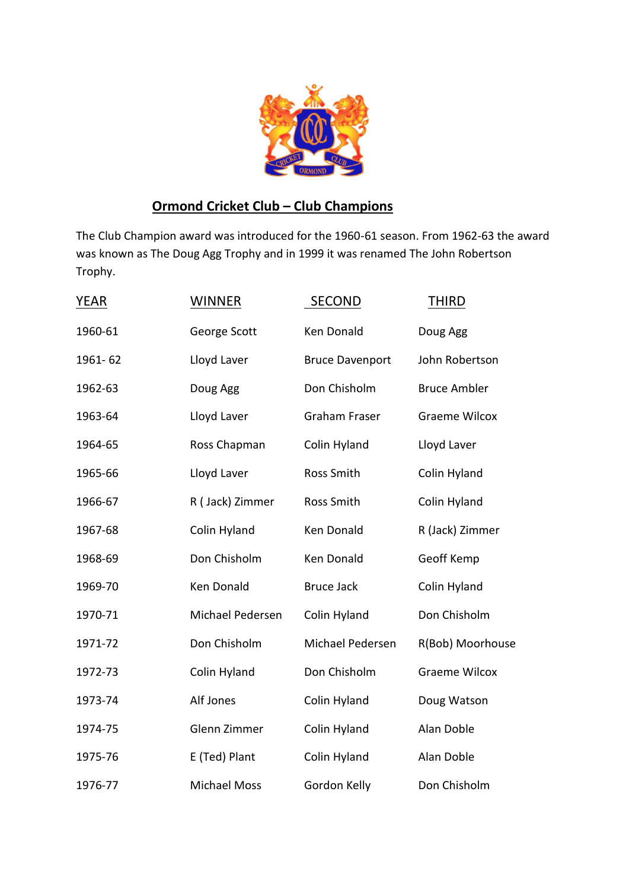## Ormond Cricket Club – Club Champions

The Club Champion award was introduced for the 1960-61 season. From 1962-63 the award was known as The Doug Agg Trophy and in 1999 it was renamed The John Robertson Trophy.

| YEAR | WINNER | SECOND | THIRD |
|---|---|---|---|
| 1960-61 | George Scott | Ken Donald | Doug Agg |
| 1961- 62 | Lloyd Laver | Bruce Davenport | John Robertson |
| 1962-63 | Doug Agg | Don Chisholm | Bruce Ambler |
| 1963-64 | Lloyd Laver | Graham Fraser | Graeme Wilcox |
| 1964-65 | Ross Chapman | Colin Hyland | Lloyd Laver |
| 1965-66 | Lloyd Laver | Ross Smith | Colin Hyland |
| 1966-67 | R ( Jack) Zimmer | Ross Smith | Colin Hyland |
| 1967-68 | Colin Hyland | Ken Donald | R (Jack) Zimmer |
| 1968-69 | Don Chisholm | Ken Donald | Geoff Kemp |
| 1969-70 | Ken Donald | Bruce Jack | Colin Hyland |
| 1970-71 | Michael Pedersen | Colin Hyland | Don Chisholm |
| 1971-72 | Don Chisholm | Michael Pedersen | R(Bob) Moorhouse |
| 1972-73 | Colin Hyland | Don Chisholm | Graeme Wilcox |
| 1973-74 | Alf Jones | Colin Hyland | Doug Watson |
| 1974-75 | Glenn Zimmer | Colin Hyland | Alan Doble |
| 1975-76 | E (Ted) Plant | Colin Hyland | Alan Doble |
| 1976-77 | Michael Moss | Gordon Kelly | Don Chisholm |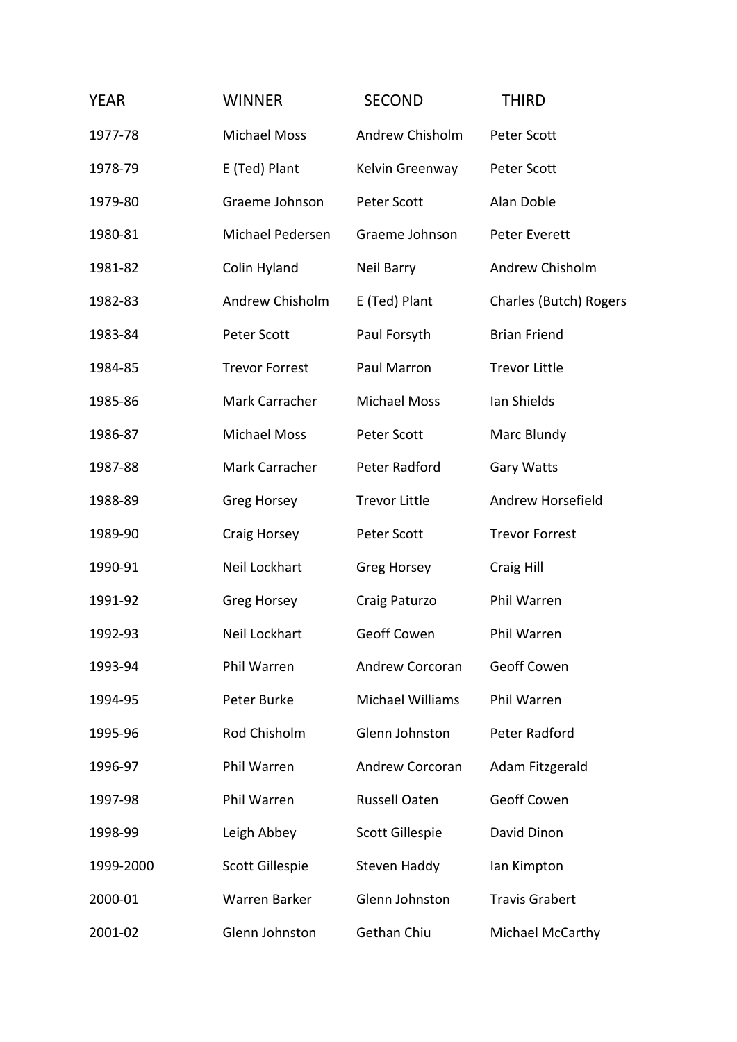| YEAR | WINNER | SECOND | THIRD |
|---|---|---|---|
| 1977-78 | Michael Moss | Andrew Chisholm | Peter Scott |
| 1978-79 | E (Ted) Plant | Kelvin Greenway | Peter Scott |
| 1979-80 | Graeme Johnson | Peter Scott | Alan Doble |
| 1980-81 | Michael Pedersen | Graeme Johnson | Peter Everett |
| 1981-82 | Colin Hyland | Neil Barry | Andrew Chisholm |
| 1982-83 | Andrew Chisholm | E (Ted) Plant | Charles (Butch) Rogers |
| 1983-84 | Peter Scott | Paul Forsyth | Brian Friend |
| 1984-85 | Trevor Forrest | Paul Marron | Trevor Little |
| 1985-86 | Mark Carracher | Michael Moss | Ian Shields |
| 1986-87 | Michael Moss | Peter Scott | Marc Blundy |
| 1987-88 | Mark Carracher | Peter Radford | Gary Watts |
| 1988-89 | Greg Horsey | Trevor Little | Andrew Horsefield |
| 1989-90 | Craig Horsey | Peter Scott | Trevor Forrest |
| 1990-91 | Neil Lockhart | Greg Horsey | Craig Hill |
| 1991-92 | Greg Horsey | Craig Paturzo | Phil Warren |
| 1992-93 | Neil Lockhart | Geoff Cowen | Phil Warren |
| 1993-94 | Phil Warren | Andrew Corcoran | Geoff Cowen |
| 1994-95 | Peter Burke | Michael Williams | Phil Warren |
| 1995-96 | Rod Chisholm | Glenn Johnston | Peter Radford |
| 1996-97 | Phil Warren | Andrew Corcoran | Adam Fitzgerald |
| 1997-98 | Phil Warren | Russell Oaten | Geoff Cowen |
| 1998-99 | Leigh Abbey | Scott Gillespie | David Dinon |
| 1999-2000 | Scott Gillespie | Steven Haddy | Ian Kimpton |
| 2000-01 | Warren Barker | Glenn Johnston | Travis Grabert |
| 2001-02 | Glenn Johnston | Gethan Chiu | Michael McCarthy |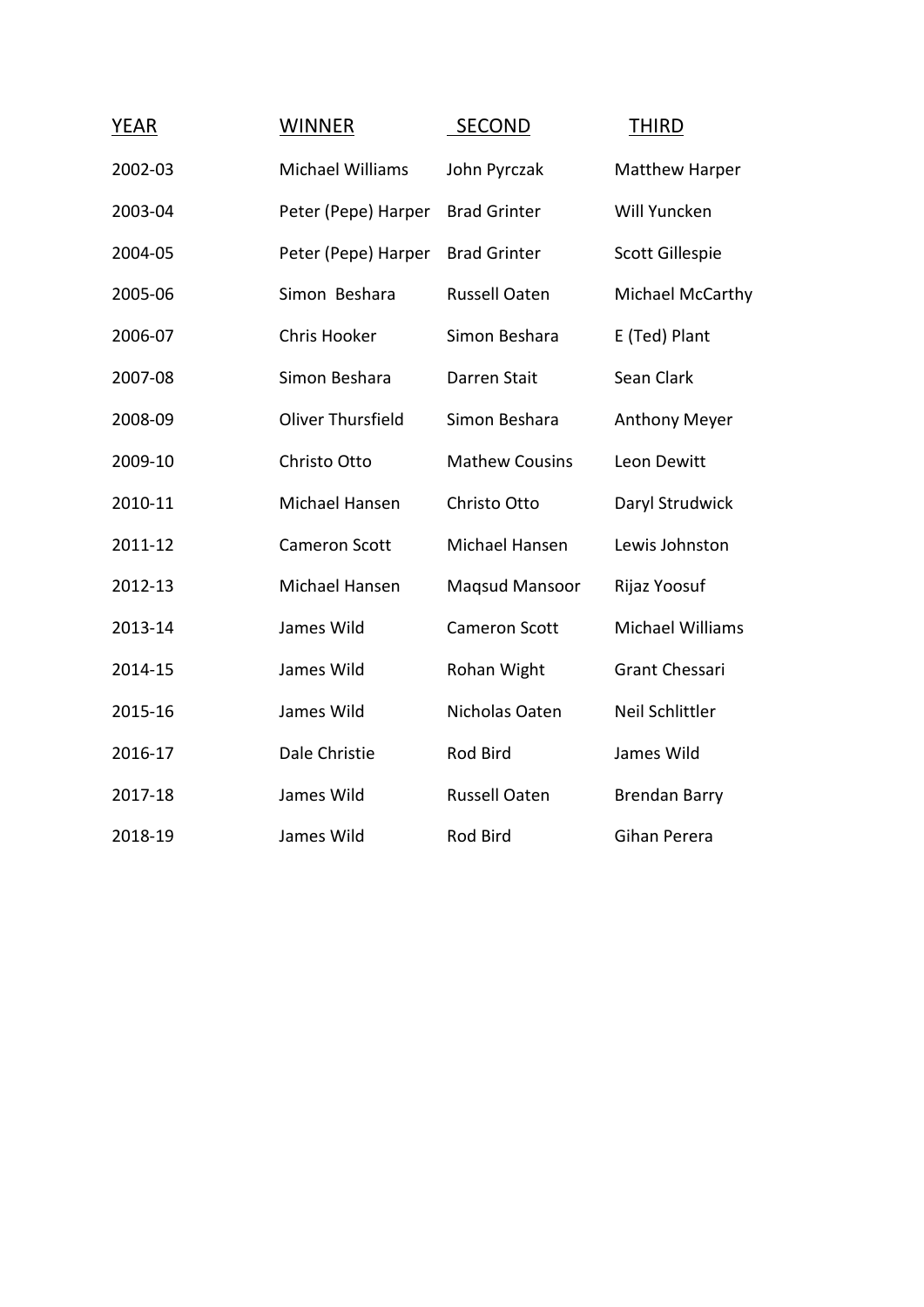| YEAR | WINNER | SECOND | THIRD |
|---|---|---|---|
| 2002-03 | Michael Williams | John Pyrczak | Matthew Harper |
| 2003-04 | Peter (Pepe) Harper | Brad Grinter | Will Yuncken |
| 2004-05 | Peter (Pepe) Harper | Brad Grinter | Scott Gillespie |
| 2005-06 | Simon Beshara | Russell Oaten | Michael McCarthy |
| 2006-07 | Chris Hooker | Simon Beshara | E (Ted) Plant |
| 2007-08 | Simon Beshara | Darren Stait | Sean Clark |
| 2008-09 | Oliver Thursfield | Simon Beshara | Anthony Meyer |
| 2009-10 | Christo Otto | Mathew Cousins | Leon Dewitt |
| 2010-11 | Michael Hansen | Christo Otto | Daryl Strudwick |
| 2011-12 | Cameron Scott | Michael Hansen | Lewis Johnston |
| 2012-13 | Michael Hansen | Maqsud Mansoor | Rijaz Yoosuf |
| 2013-14 | James Wild | Cameron Scott | Michael Williams |
| 2014-15 | James Wild | Rohan Wight | Grant Chessari |
| 2015-16 | James Wild | Nicholas Oaten | Neil Schlittler |
| 2016-17 | Dale Christie | Rod Bird | James Wild |
| 2017-18 | James Wild | Russell Oaten | Brendan Barry |
| 2018-19 | James Wild | Rod Bird | Gihan Perera |